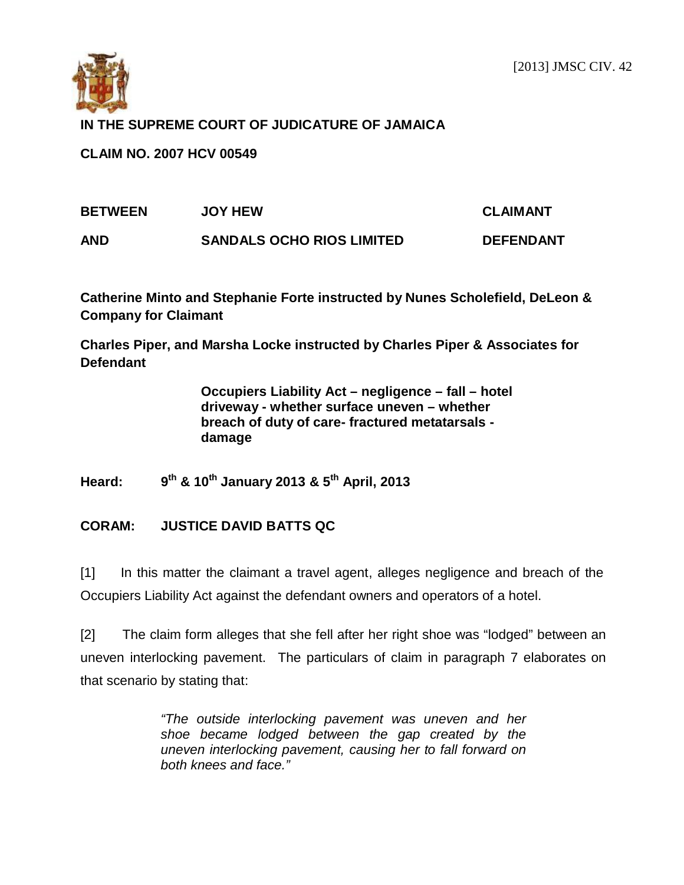[2013] JMSC CIV. 42

**IN THE SUPREME COURT OF JUDICATURE OF JAMAICA**

**CLAIM NO. 2007 HCV 00549**

| | | |
|---|---|---|
| **BETWEEN** | **JOY HEW** | **CLAIMANT** |
| **AND** | **SANDALS OCHO RIOS LIMITED** | **DEFENDANT** |

**Catherine Minto and Stephanie Forte instructed by Nunes Scholefield, DeLeon & Company for Claimant**

**Charles Piper, and Marsha Locke instructed by Charles Piper & Associates for Defendant**

> **Occupiers Liability Act – negligence – fall – hotel driveway - whether surface uneven – whether breach of duty of care- fractured metatarsals - damage**

**Heard: 9th & 10th January 2013 & 5th April, 2013**

**CORAM: JUSTICE DAVID BATTS QC**

[1] In this matter the claimant a travel agent, alleges negligence and breach of the Occupiers Liability Act against the defendant owners and operators of a hotel.

[2] The claim form alleges that she fell after her right shoe was "lodged" between an uneven interlocking pavement. The particulars of claim in paragraph 7 elaborates on that scenario by stating that:

> *"The outside interlocking pavement was uneven and her shoe became lodged between the gap created by the uneven interlocking pavement, causing her to fall forward on both knees and face."*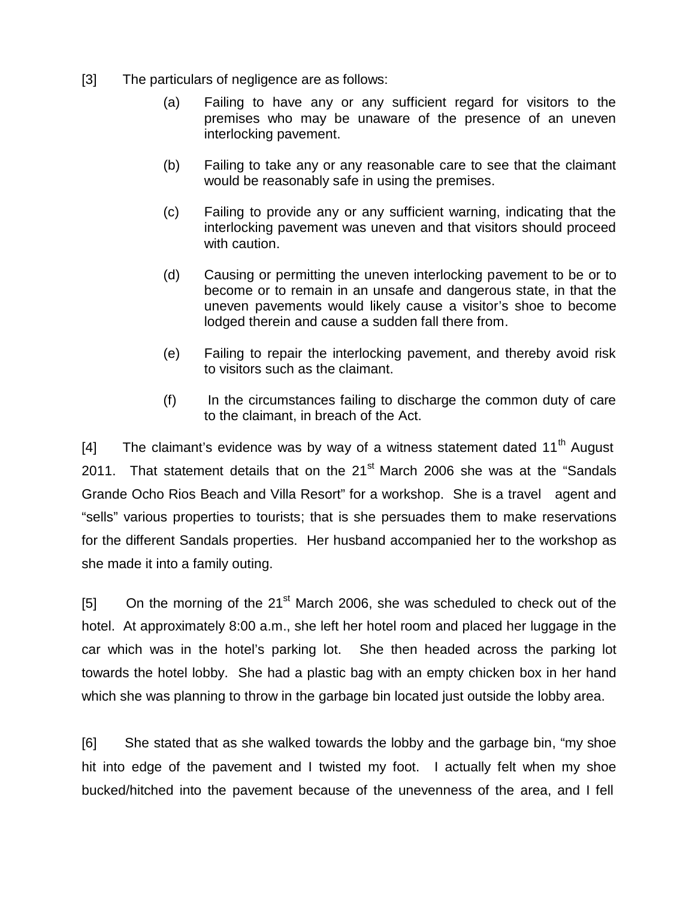[3] The particulars of negligence are as follows:

(a) Failing to have any or any sufficient regard for visitors to the premises who may be unaware of the presence of an uneven interlocking pavement.

(b) Failing to take any or any reasonable care to see that the claimant would be reasonably safe in using the premises.

(c) Failing to provide any or any sufficient warning, indicating that the interlocking pavement was uneven and that visitors should proceed with caution.

(d) Causing or permitting the uneven interlocking pavement to be or to become or to remain in an unsafe and dangerous state, in that the uneven pavements would likely cause a visitor's shoe to become lodged therein and cause a sudden fall there from.

(e) Failing to repair the interlocking pavement, and thereby avoid risk to visitors such as the claimant.

(f) In the circumstances failing to discharge the common duty of care to the claimant, in breach of the Act.

[4] The claimant's evidence was by way of a witness statement dated 11th August 2011. That statement details that on the 21st March 2006 she was at the "Sandals Grande Ocho Rios Beach and Villa Resort" for a workshop. She is a travel agent and "sells" various properties to tourists; that is she persuades them to make reservations for the different Sandals properties. Her husband accompanied her to the workshop as she made it into a family outing.

[5] On the morning of the 21st March 2006, she was scheduled to check out of the hotel. At approximately 8:00 a.m., she left her hotel room and placed her luggage in the car which was in the hotel's parking lot. She then headed across the parking lot towards the hotel lobby. She had a plastic bag with an empty chicken box in her hand which she was planning to throw in the garbage bin located just outside the lobby area.

[6] She stated that as she walked towards the lobby and the garbage bin, "my shoe hit into edge of the pavement and I twisted my foot. I actually felt when my shoe bucked/hitched into the pavement because of the unevenness of the area, and I fell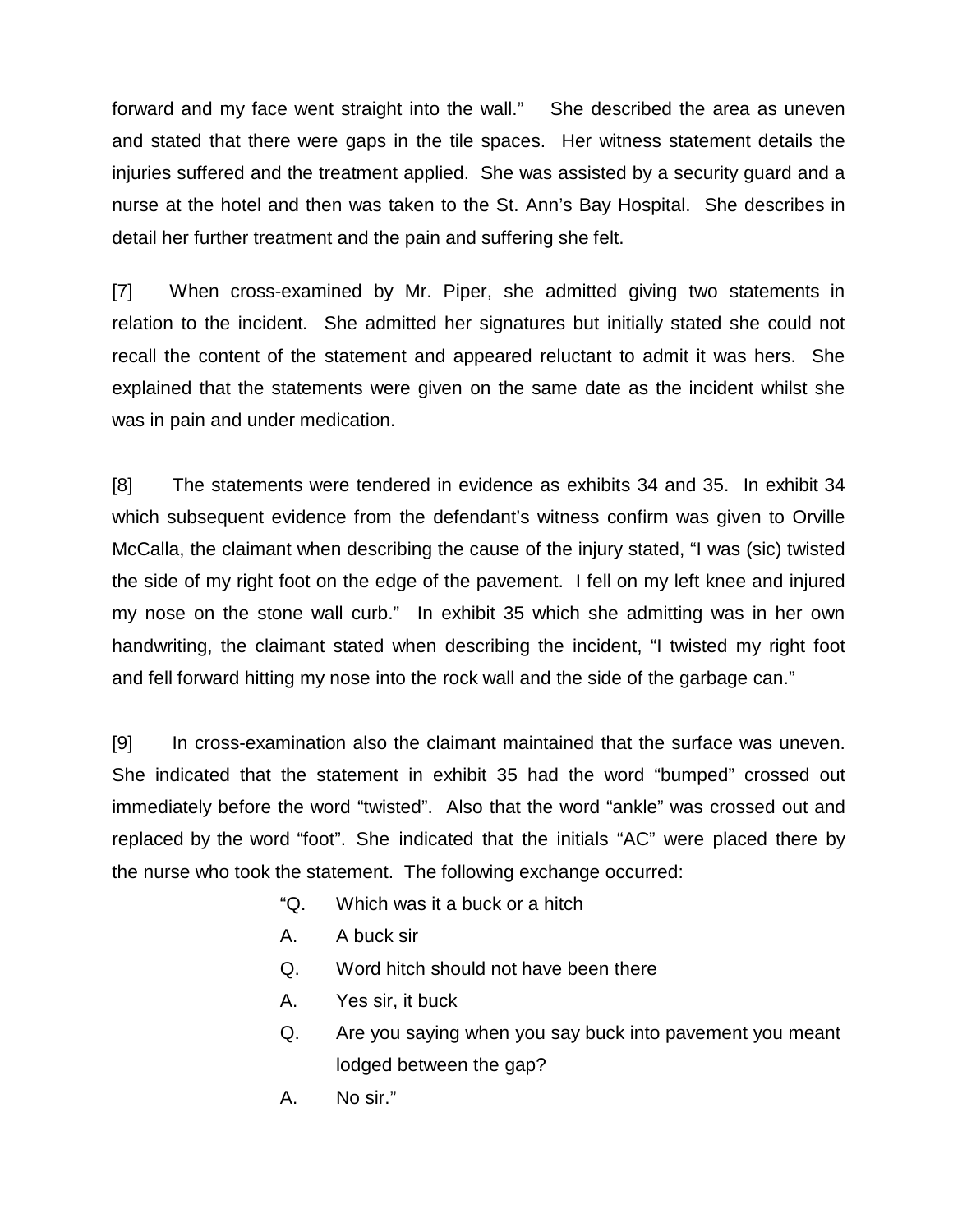forward and my face went straight into the wall." She described the area as uneven and stated that there were gaps in the tile spaces. Her witness statement details the injuries suffered and the treatment applied. She was assisted by a security guard and a nurse at the hotel and then was taken to the St. Ann's Bay Hospital. She describes in detail her further treatment and the pain and suffering she felt.

[7] When cross-examined by Mr. Piper, she admitted giving two statements in relation to the incident. She admitted her signatures but initially stated she could not recall the content of the statement and appeared reluctant to admit it was hers. She explained that the statements were given on the same date as the incident whilst she was in pain and under medication.

[8] The statements were tendered in evidence as exhibits 34 and 35. In exhibit 34 which subsequent evidence from the defendant's witness confirm was given to Orville McCalla, the claimant when describing the cause of the injury stated, "I was (sic) twisted the side of my right foot on the edge of the pavement. I fell on my left knee and injured my nose on the stone wall curb." In exhibit 35 which she admitting was in her own handwriting, the claimant stated when describing the incident, "I twisted my right foot and fell forward hitting my nose into the rock wall and the side of the garbage can."

[9] In cross-examination also the claimant maintained that the surface was uneven. She indicated that the statement in exhibit 35 had the word "bumped" crossed out immediately before the word "twisted". Also that the word "ankle" was crossed out and replaced by the word "foot". She indicated that the initials "AC" were placed there by the nurse who took the statement. The following exchange occurred:

> "Q. Which was it a buck or a hitch
>
> A. A buck sir
>
> Q. Word hitch should not have been there
>
> A. Yes sir, it buck
>
> Q. Are you saying when you say buck into pavement you meant lodged between the gap?
>
> A. No sir."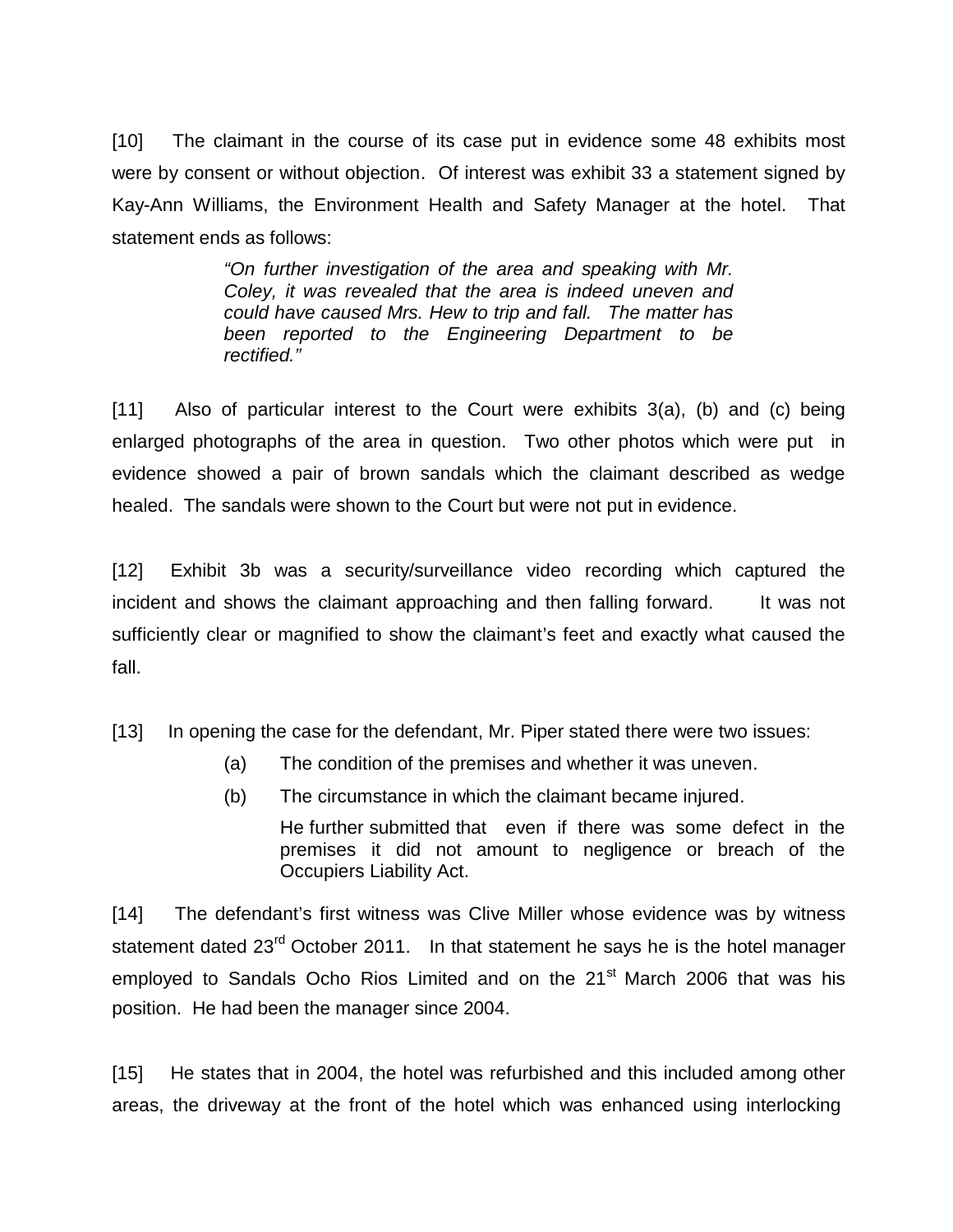[10] The claimant in the course of its case put in evidence some 48 exhibits most were by consent or without objection. Of interest was exhibit 33 a statement signed by Kay-Ann Williams, the Environment Health and Safety Manager at the hotel. That statement ends as follows:

> *"On further investigation of the area and speaking with Mr. Coley, it was revealed that the area is indeed uneven and could have caused Mrs. Hew to trip and fall. The matter has been reported to the Engineering Department to be rectified."*

[11] Also of particular interest to the Court were exhibits 3(a), (b) and (c) being enlarged photographs of the area in question. Two other photos which were put in evidence showed a pair of brown sandals which the claimant described as wedge healed. The sandals were shown to the Court but were not put in evidence.

[12] Exhibit 3b was a security/surveillance video recording which captured the incident and shows the claimant approaching and then falling forward. It was not sufficiently clear or magnified to show the claimant's feet and exactly what caused the fall.

[13] In opening the case for the defendant, Mr. Piper stated there were two issues:

(a) The condition of the premises and whether it was uneven.

(b) The circumstance in which the claimant became injured.

He further submitted that even if there was some defect in the premises it did not amount to negligence or breach of the Occupiers Liability Act.

[14] The defendant's first witness was Clive Miller whose evidence was by witness statement dated 23rd October 2011. In that statement he says he is the hotel manager employed to Sandals Ocho Rios Limited and on the 21st March 2006 that was his position. He had been the manager since 2004.

[15] He states that in 2004, the hotel was refurbished and this included among other areas, the driveway at the front of the hotel which was enhanced using interlocking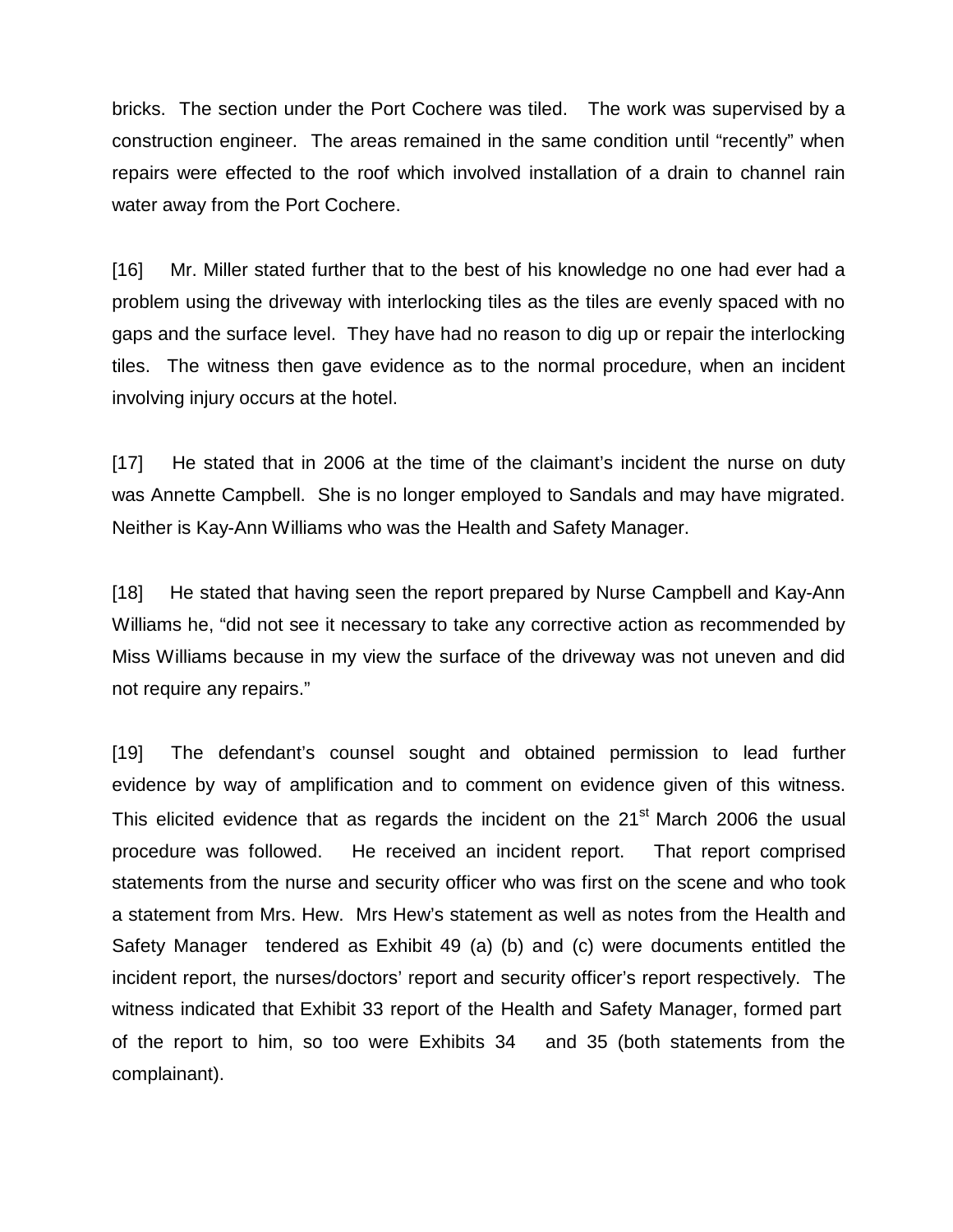bricks. The section under the Port Cochere was tiled. The work was supervised by a construction engineer. The areas remained in the same condition until "recently" when repairs were effected to the roof which involved installation of a drain to channel rain water away from the Port Cochere.

[16] Mr. Miller stated further that to the best of his knowledge no one had ever had a problem using the driveway with interlocking tiles as the tiles are evenly spaced with no gaps and the surface level. They have had no reason to dig up or repair the interlocking tiles. The witness then gave evidence as to the normal procedure, when an incident involving injury occurs at the hotel.

[17] He stated that in 2006 at the time of the claimant's incident the nurse on duty was Annette Campbell. She is no longer employed to Sandals and may have migrated. Neither is Kay-Ann Williams who was the Health and Safety Manager.

[18] He stated that having seen the report prepared by Nurse Campbell and Kay-Ann Williams he, "did not see it necessary to take any corrective action as recommended by Miss Williams because in my view the surface of the driveway was not uneven and did not require any repairs."

[19] The defendant's counsel sought and obtained permission to lead further evidence by way of amplification and to comment on evidence given of this witness. This elicited evidence that as regards the incident on the 21st March 2006 the usual procedure was followed. He received an incident report. That report comprised statements from the nurse and security officer who was first on the scene and who took a statement from Mrs. Hew. Mrs Hew's statement as well as notes from the Health and Safety Manager tendered as Exhibit 49 (a) (b) and (c) were documents entitled the incident report, the nurses/doctors' report and security officer's report respectively. The witness indicated that Exhibit 33 report of the Health and Safety Manager, formed part of the report to him, so too were Exhibits 34 and 35 (both statements from the complainant).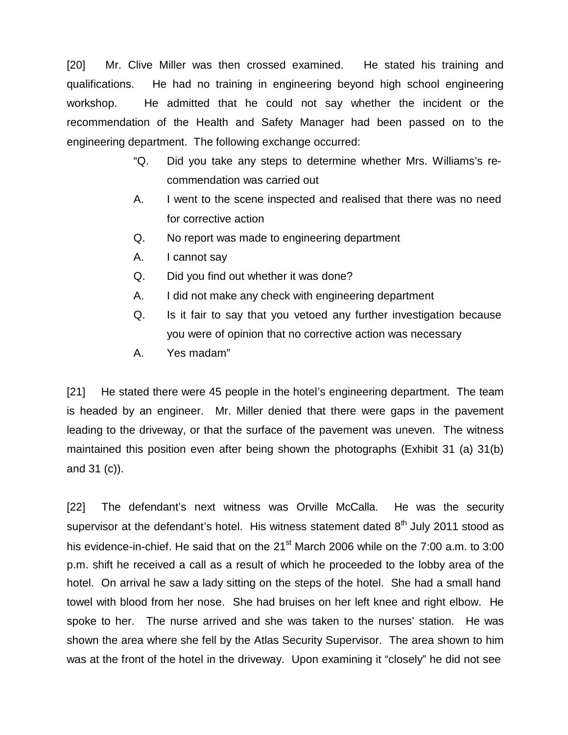[20] Mr. Clive Miller was then crossed examined. He stated his training and qualifications. He had no training in engineering beyond high school engineering workshop. He admitted that he could not say whether the incident or the recommendation of the Health and Safety Manager had been passed on to the engineering department. The following exchange occurred:

> "Q. Did you take any steps to determine whether Mrs. Williams's re-commendation was carried out
>
> A. I went to the scene inspected and realised that there was no need for corrective action
>
> Q. No report was made to engineering department
>
> A. I cannot say
>
> Q. Did you find out whether it was done?
>
> A. I did not make any check with engineering department
>
> Q. Is it fair to say that you vetoed any further investigation because you were of opinion that no corrective action was necessary
>
> A. Yes madam"

[21] He stated there were 45 people in the hotel's engineering department. The team is headed by an engineer. Mr. Miller denied that there were gaps in the pavement leading to the driveway, or that the surface of the pavement was uneven. The witness maintained this position even after being shown the photographs (Exhibit 31 (a) 31(b) and 31 (c)).

[22] The defendant's next witness was Orville McCalla. He was the security supervisor at the defendant's hotel. His witness statement dated 8th July 2011 stood as his evidence-in-chief. He said that on the 21st March 2006 while on the 7:00 a.m. to 3:00 p.m. shift he received a call as a result of which he proceeded to the lobby area of the hotel. On arrival he saw a lady sitting on the steps of the hotel. She had a small hand towel with blood from her nose. She had bruises on her left knee and right elbow. He spoke to her. The nurse arrived and she was taken to the nurses' station. He was shown the area where she fell by the Atlas Security Supervisor. The area shown to him was at the front of the hotel in the driveway. Upon examining it "closely" he did not see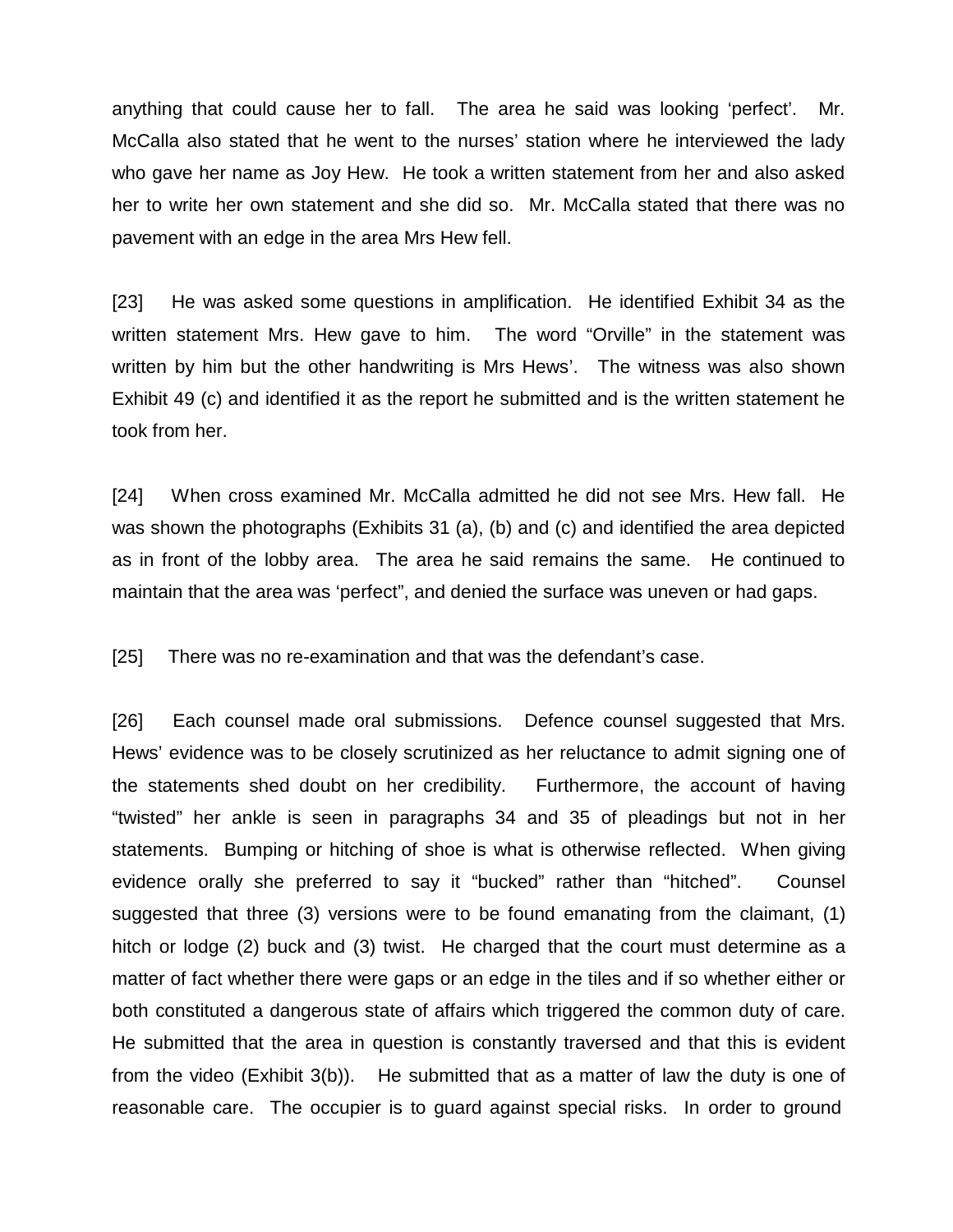anything that could cause her to fall. The area he said was looking 'perfect'. Mr. McCalla also stated that he went to the nurses' station where he interviewed the lady who gave her name as Joy Hew. He took a written statement from her and also asked her to write her own statement and she did so. Mr. McCalla stated that there was no pavement with an edge in the area Mrs Hew fell.

[23] He was asked some questions in amplification. He identified Exhibit 34 as the written statement Mrs. Hew gave to him. The word "Orville" in the statement was written by him but the other handwriting is Mrs Hews'. The witness was also shown Exhibit 49 (c) and identified it as the report he submitted and is the written statement he took from her.

[24] When cross examined Mr. McCalla admitted he did not see Mrs. Hew fall. He was shown the photographs (Exhibits 31 (a), (b) and (c) and identified the area depicted as in front of the lobby area. The area he said remains the same. He continued to maintain that the area was 'perfect", and denied the surface was uneven or had gaps.

[25] There was no re-examination and that was the defendant's case.

[26] Each counsel made oral submissions. Defence counsel suggested that Mrs. Hews' evidence was to be closely scrutinized as her reluctance to admit signing one of the statements shed doubt on her credibility. Furthermore, the account of having "twisted" her ankle is seen in paragraphs 34 and 35 of pleadings but not in her statements. Bumping or hitching of shoe is what is otherwise reflected. When giving evidence orally she preferred to say it "bucked" rather than "hitched". Counsel suggested that three (3) versions were to be found emanating from the claimant, (1) hitch or lodge (2) buck and (3) twist. He charged that the court must determine as a matter of fact whether there were gaps or an edge in the tiles and if so whether either or both constituted a dangerous state of affairs which triggered the common duty of care. He submitted that the area in question is constantly traversed and that this is evident from the video (Exhibit 3(b)). He submitted that as a matter of law the duty is one of reasonable care. The occupier is to guard against special risks. In order to ground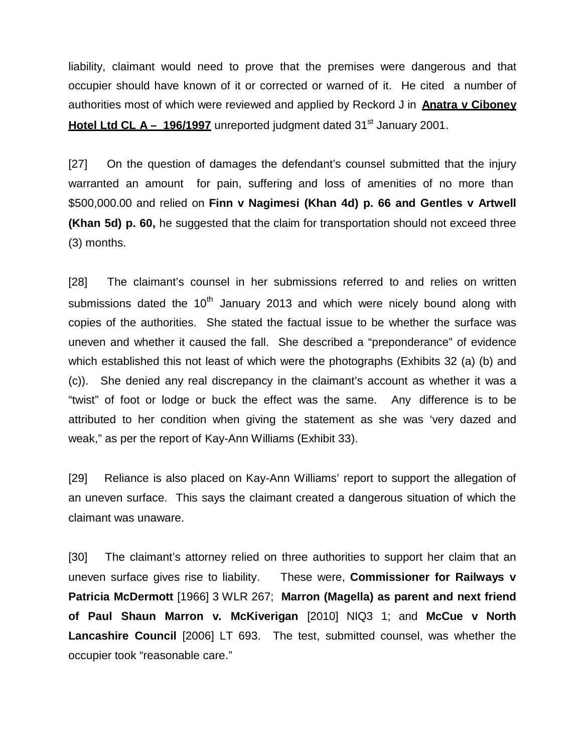liability, claimant would need to prove that the premises were dangerous and that occupier should have known of it or corrected or warned of it. He cited a number of authorities most of which were reviewed and applied by Reckord J in **Anatra v Ciboney Hotel Ltd CL A – 196/1997** unreported judgment dated 31st January 2001.

[27] On the question of damages the defendant's counsel submitted that the injury warranted an amount for pain, suffering and loss of amenities of no more than $500,000.00 and relied on **Finn v Nagimesi (Khan 4d) p. 66 and Gentles v Artwell (Khan 5d) p. 60,** he suggested that the claim for transportation should not exceed three (3) months.

[28] The claimant's counsel in her submissions referred to and relies on written submissions dated the 10th January 2013 and which were nicely bound along with copies of the authorities. She stated the factual issue to be whether the surface was uneven and whether it caused the fall. She described a "preponderance" of evidence which established this not least of which were the photographs (Exhibits 32 (a) (b) and (c)). She denied any real discrepancy in the claimant's account as whether it was a "twist" of foot or lodge or buck the effect was the same. Any difference is to be attributed to her condition when giving the statement as she was 'very dazed and weak," as per the report of Kay-Ann Williams (Exhibit 33).

[29] Reliance is also placed on Kay-Ann Williams' report to support the allegation of an uneven surface. This says the claimant created a dangerous situation of which the claimant was unaware.

[30] The claimant's attorney relied on three authorities to support her claim that an uneven surface gives rise to liability. These were, **Commissioner for Railways v Patricia McDermott** [1966] 3 WLR 267; **Marron (Magella) as parent and next friend of Paul Shaun Marron v. McKiverigan** [2010] NIQ3 1; and **McCue v North Lancashire Council** [2006] LT 693. The test, submitted counsel, was whether the occupier took "reasonable care."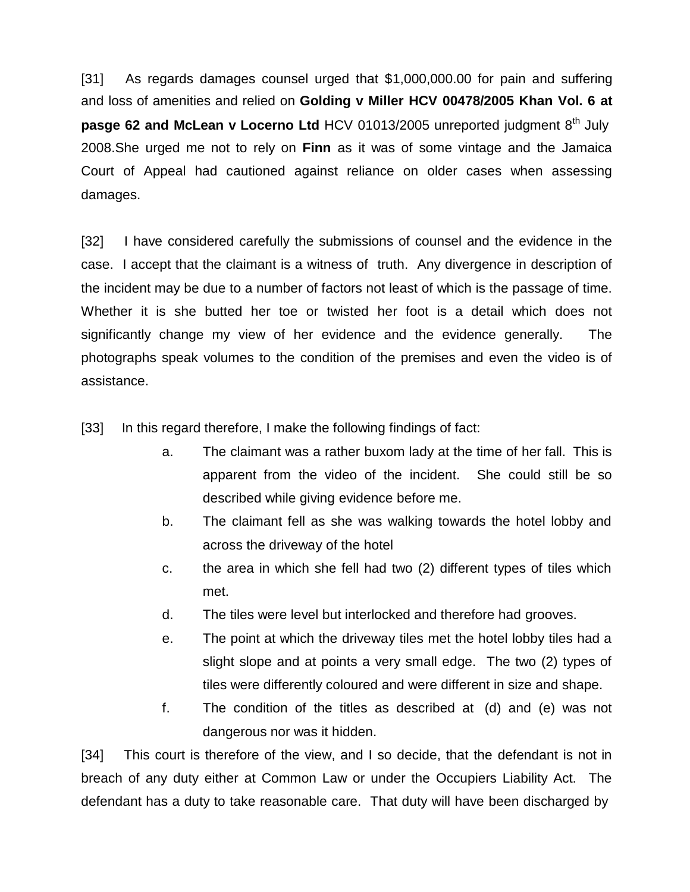[31] As regards damages counsel urged that $1,000,000.00 for pain and suffering and loss of amenities and relied on **Golding v Miller HCV 00478/2005 Khan Vol. 6 at pasge 62 and McLean v Locerno Ltd** HCV 01013/2005 unreported judgment 8th July 2008.She urged me not to rely on **Finn** as it was of some vintage and the Jamaica Court of Appeal had cautioned against reliance on older cases when assessing damages.

[32] I have considered carefully the submissions of counsel and the evidence in the case. I accept that the claimant is a witness of truth. Any divergence in description of the incident may be due to a number of factors not least of which is the passage of time. Whether it is she butted her toe or twisted her foot is a detail which does not significantly change my view of her evidence and the evidence generally. The photographs speak volumes to the condition of the premises and even the video is of assistance.

[33] In this regard therefore, I make the following findings of fact:

a. The claimant was a rather buxom lady at the time of her fall. This is apparent from the video of the incident. She could still be so described while giving evidence before me.
b. The claimant fell as she was walking towards the hotel lobby and across the driveway of the hotel
c. the area in which she fell had two (2) different types of tiles which met.
d. The tiles were level but interlocked and therefore had grooves.
e. The point at which the driveway tiles met the hotel lobby tiles had a slight slope and at points a very small edge. The two (2) types of tiles were differently coloured and were different in size and shape.
f. The condition of the titles as described at (d) and (e) was not dangerous nor was it hidden.

[34] This court is therefore of the view, and I so decide, that the defendant is not in breach of any duty either at Common Law or under the Occupiers Liability Act. The defendant has a duty to take reasonable care. That duty will have been discharged by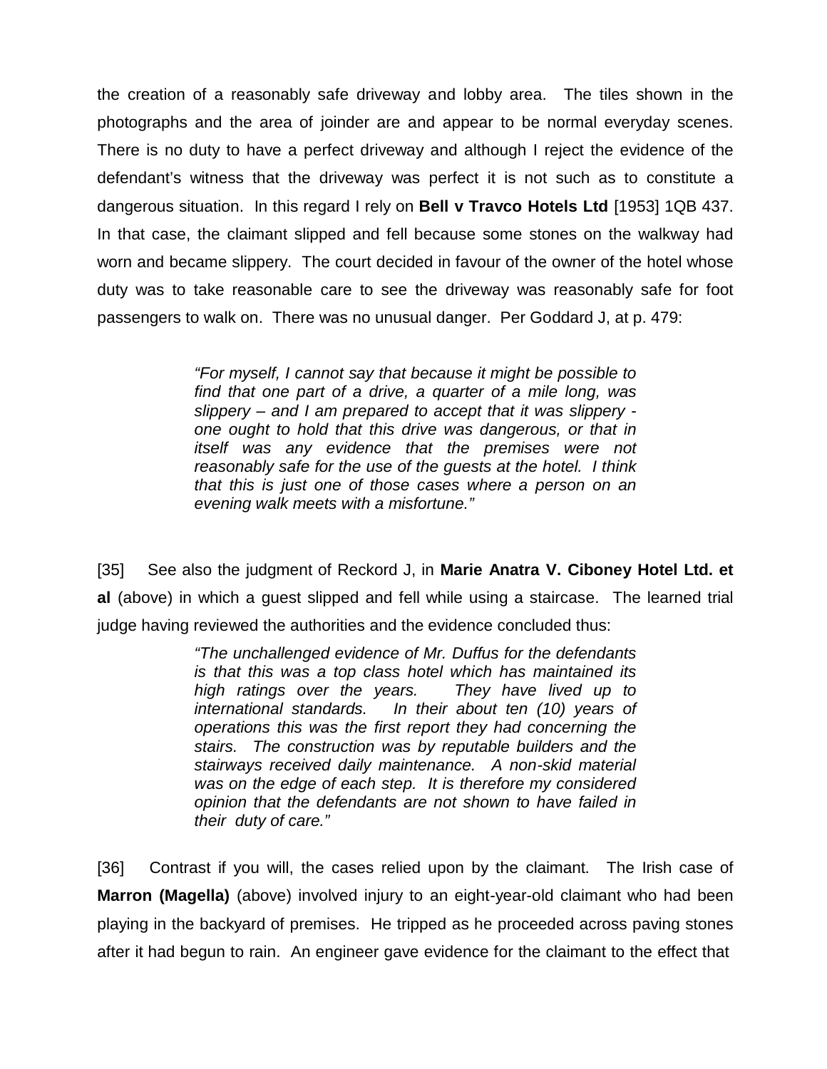the creation of a reasonably safe driveway and lobby area. The tiles shown in the photographs and the area of joinder are and appear to be normal everyday scenes. There is no duty to have a perfect driveway and although I reject the evidence of the defendant's witness that the driveway was perfect it is not such as to constitute a dangerous situation. In this regard I rely on **Bell v Travco Hotels Ltd** [1953] 1QB 437. In that case, the claimant slipped and fell because some stones on the walkway had worn and became slippery. The court decided in favour of the owner of the hotel whose duty was to take reasonable care to see the driveway was reasonably safe for foot passengers to walk on. There was no unusual danger. Per Goddard J, at p. 479:

> *"For myself, I cannot say that because it might be possible to find that one part of a drive, a quarter of a mile long, was slippery – and I am prepared to accept that it was slippery - one ought to hold that this drive was dangerous, or that in itself was any evidence that the premises were not reasonably safe for the use of the guests at the hotel. I think that this is just one of those cases where a person on an evening walk meets with a misfortune."*

[35] See also the judgment of Reckord J, in **Marie Anatra V. Ciboney Hotel Ltd. et al** (above) in which a guest slipped and fell while using a staircase. The learned trial judge having reviewed the authorities and the evidence concluded thus:

> *"The unchallenged evidence of Mr. Duffus for the defendants is that this was a top class hotel which has maintained its high ratings over the years. They have lived up to international standards. In their about ten (10) years of operations this was the first report they had concerning the stairs. The construction was by reputable builders and the stairways received daily maintenance. A non-skid material was on the edge of each step. It is therefore my considered opinion that the defendants are not shown to have failed in their duty of care."*

[36] Contrast if you will, the cases relied upon by the claimant. The Irish case of **Marron (Magella)** (above) involved injury to an eight-year-old claimant who had been playing in the backyard of premises. He tripped as he proceeded across paving stones after it had begun to rain. An engineer gave evidence for the claimant to the effect that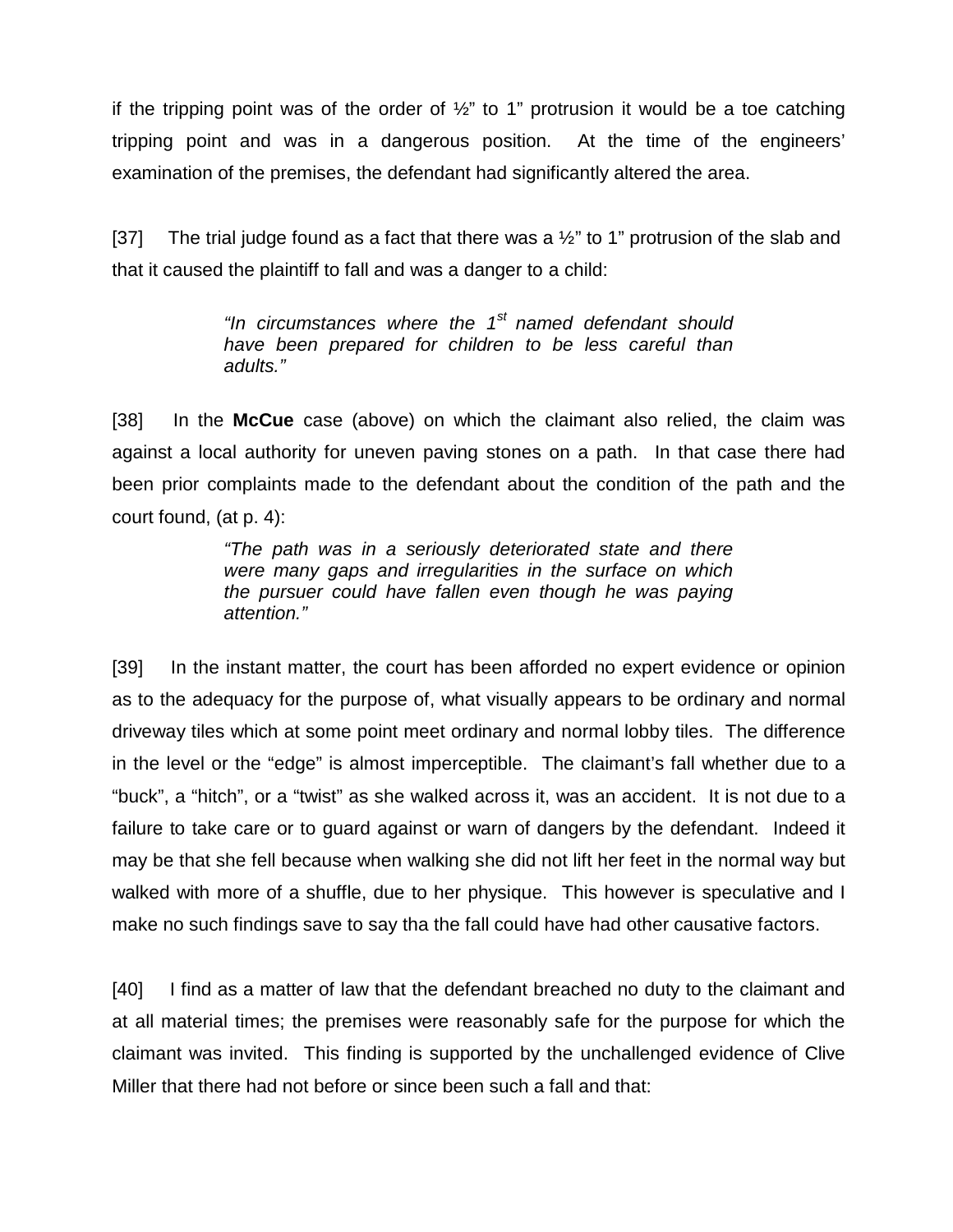if the tripping point was of the order of ½" to 1" protrusion it would be a toe catching tripping point and was in a dangerous position. At the time of the engineers' examination of the premises, the defendant had significantly altered the area.

[37] The trial judge found as a fact that there was a ½" to 1" protrusion of the slab and that it caused the plaintiff to fall and was a danger to a child:

> *"In circumstances where the 1st named defendant should have been prepared for children to be less careful than adults."*

[38] In the **McCue** case (above) on which the claimant also relied, the claim was against a local authority for uneven paving stones on a path. In that case there had been prior complaints made to the defendant about the condition of the path and the court found, (at p. 4):

> *"The path was in a seriously deteriorated state and there were many gaps and irregularities in the surface on which the pursuer could have fallen even though he was paying attention."*

[39] In the instant matter, the court has been afforded no expert evidence or opinion as to the adequacy for the purpose of, what visually appears to be ordinary and normal driveway tiles which at some point meet ordinary and normal lobby tiles. The difference in the level or the "edge" is almost imperceptible. The claimant's fall whether due to a "buck", a "hitch", or a "twist" as she walked across it, was an accident. It is not due to a failure to take care or to guard against or warn of dangers by the defendant. Indeed it may be that she fell because when walking she did not lift her feet in the normal way but walked with more of a shuffle, due to her physique. This however is speculative and I make no such findings save to say tha the fall could have had other causative factors.

[40] I find as a matter of law that the defendant breached no duty to the claimant and at all material times; the premises were reasonably safe for the purpose for which the claimant was invited. This finding is supported by the unchallenged evidence of Clive Miller that there had not before or since been such a fall and that: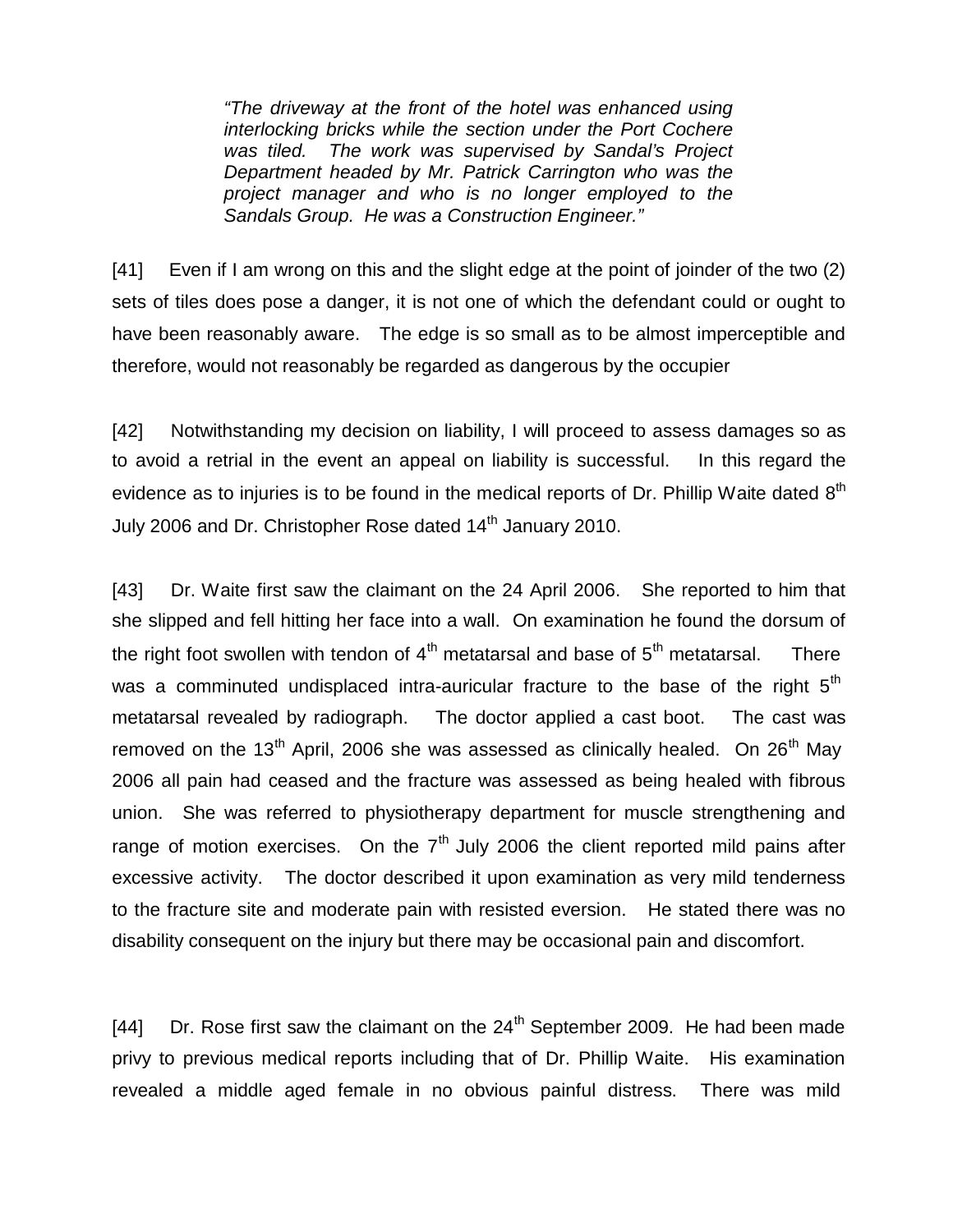> *"The driveway at the front of the hotel was enhanced using interlocking bricks while the section under the Port Cochere was tiled. The work was supervised by Sandal's Project Department headed by Mr. Patrick Carrington who was the project manager and who is no longer employed to the Sandals Group. He was a Construction Engineer."*

[41] Even if I am wrong on this and the slight edge at the point of joinder of the two (2) sets of tiles does pose a danger, it is not one of which the defendant could or ought to have been reasonably aware. The edge is so small as to be almost imperceptible and therefore, would not reasonably be regarded as dangerous by the occupier

[42] Notwithstanding my decision on liability, I will proceed to assess damages so as to avoid a retrial in the event an appeal on liability is successful. In this regard the evidence as to injuries is to be found in the medical reports of Dr. Phillip Waite dated 8th July 2006 and Dr. Christopher Rose dated 14th January 2010.

[43] Dr. Waite first saw the claimant on the 24 April 2006. She reported to him that she slipped and fell hitting her face into a wall. On examination he found the dorsum of the right foot swollen with tendon of 4th metatarsal and base of 5th metatarsal. There was a comminuted undisplaced intra-auricular fracture to the base of the right 5th metatarsal revealed by radiograph. The doctor applied a cast boot. The cast was removed on the 13th April, 2006 she was assessed as clinically healed. On 26th May 2006 all pain had ceased and the fracture was assessed as being healed with fibrous union. She was referred to physiotherapy department for muscle strengthening and range of motion exercises. On the 7th July 2006 the client reported mild pains after excessive activity. The doctor described it upon examination as very mild tenderness to the fracture site and moderate pain with resisted eversion. He stated there was no disability consequent on the injury but there may be occasional pain and discomfort.

[44] Dr. Rose first saw the claimant on the 24th September 2009. He had been made privy to previous medical reports including that of Dr. Phillip Waite. His examination revealed a middle aged female in no obvious painful distress. There was mild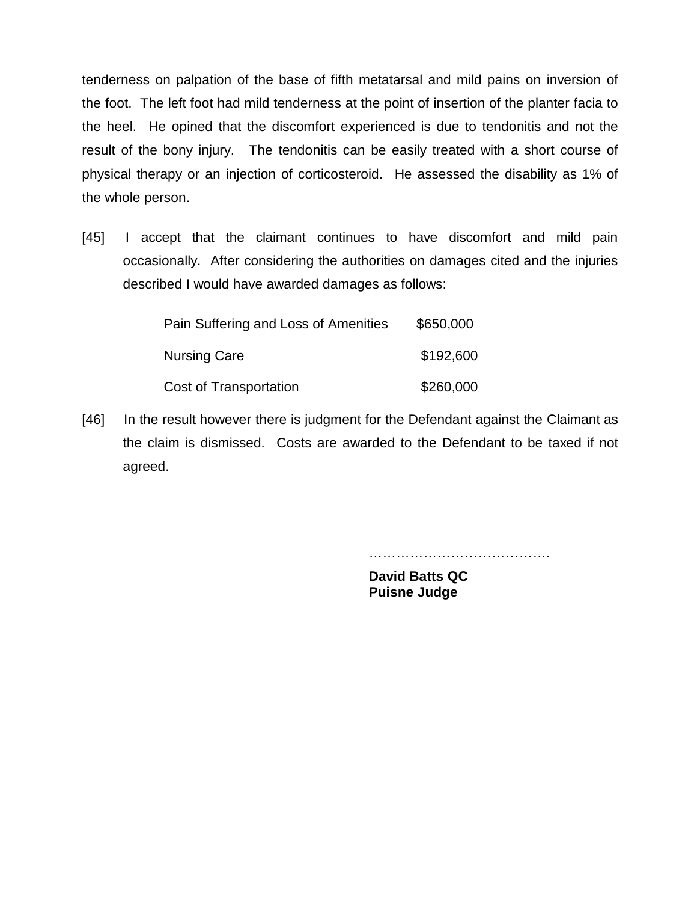tenderness on palpation of the base of fifth metatarsal and mild pains on inversion of the foot. The left foot had mild tenderness at the point of insertion of the planter facia to the heel. He opined that the discomfort experienced is due to tendonitis and not the result of the bony injury. The tendonitis can be easily treated with a short course of physical therapy or an injection of corticosteroid. He assessed the disability as 1% of the whole person.

[45] I accept that the claimant continues to have discomfort and mild pain occasionally. After considering the authorities on damages cited and the injuries described I would have awarded damages as follows:

| | |
|---|---|
| Pain Suffering and Loss of Amenities | $650,000 |
| Nursing Care | $192,600 |
| Cost of Transportation | $260,000 |

[46] In the result however there is judgment for the Defendant against the Claimant as the claim is dismissed. Costs are awarded to the Defendant to be taxed if not agreed.

…………………………………

**David Batts QC**
**Puisne Judge**